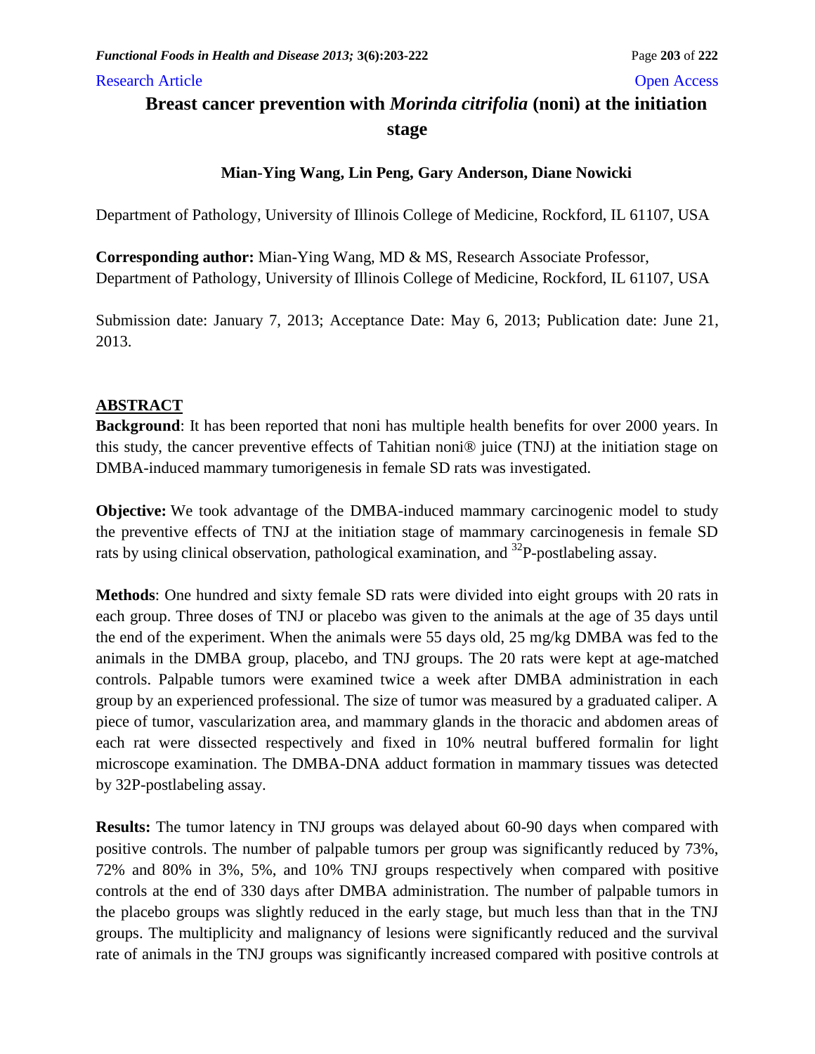Research Article Open Access

# Breast cancer prevention with *Morinda citrifolia* (noni) at the initiation stage

**Mian-Ying Wang, Lin Peng, Gary Anderson, Diane Nowicki**

Department of Pathology, University of Illinois College of Medicine, Rockford, IL 61107, USA

**Corresponding author:** Mian-Ying Wang, MD & MS, Research Associate Professor, Department of Pathology, University of Illinois College of Medicine, Rockford, IL 61107, USA

Submission date: January 7, 2013; Acceptance Date: May 6, 2013; Publication date: June 21, 2013.

## ABSTRACT

**Background**: It has been reported that noni has multiple health benefits for over 2000 years. In this study, the cancer preventive effects of Tahitian noni® juice (TNJ) at the initiation stage on DMBA-induced mammary tumorigenesis in female SD rats was investigated.

**Objective:** We took advantage of the DMBA-induced mammary carcinogenic model to study the preventive effects of TNJ at the initiation stage of mammary carcinogenesis in female SD rats by using clinical observation, pathological examination, and $^{32}$P-postlabeling assay.

**Methods**: One hundred and sixty female SD rats were divided into eight groups with 20 rats in each group. Three doses of TNJ or placebo was given to the animals at the age of 35 days until the end of the experiment. When the animals were 55 days old, 25 mg/kg DMBA was fed to the animals in the DMBA group, placebo, and TNJ groups. The 20 rats were kept at age-matched controls. Palpable tumors were examined twice a week after DMBA administration in each group by an experienced professional. The size of tumor was measured by a graduated caliper. A piece of tumor, vascularization area, and mammary glands in the thoracic and abdomen areas of each rat were dissected respectively and fixed in 10% neutral buffered formalin for light microscope examination. The DMBA-DNA adduct formation in mammary tissues was detected by 32P-postlabeling assay.

**Results:** The tumor latency in TNJ groups was delayed about 60-90 days when compared with positive controls. The number of palpable tumors per group was significantly reduced by 73%, 72% and 80% in 3%, 5%, and 10% TNJ groups respectively when compared with positive controls at the end of 330 days after DMBA administration. The number of palpable tumors in the placebo groups was slightly reduced in the early stage, but much less than that in the TNJ groups. The multiplicity and malignancy of lesions were significantly reduced and the survival rate of animals in the TNJ groups was significantly increased compared with positive controls at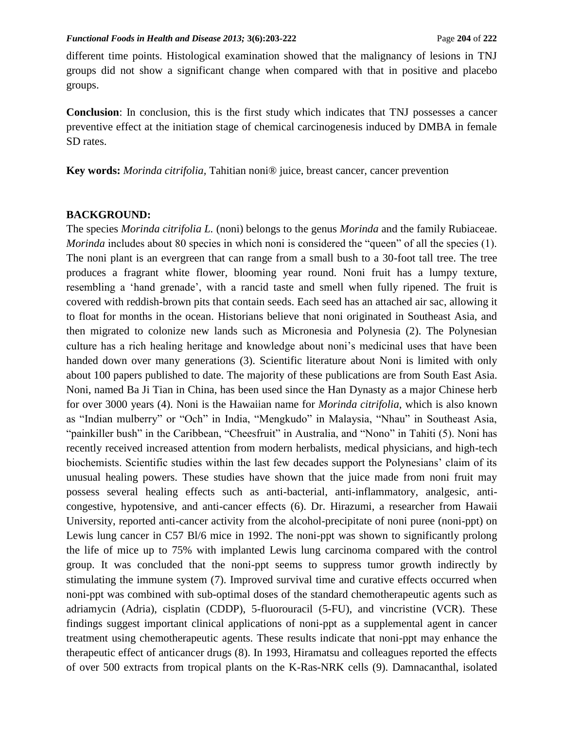different time points. Histological examination showed that the malignancy of lesions in TNJ groups did not show a significant change when compared with that in positive and placebo groups.

**Conclusion**: In conclusion, this is the first study which indicates that TNJ possesses a cancer preventive effect at the initiation stage of chemical carcinogenesis induced by DMBA in female SD rates.

**Key words:** *Morinda citrifolia*, Tahitian noni® juice, breast cancer, cancer prevention

## BACKGROUND:

The species *Morinda citrifolia L.* (noni) belongs to the genus *Morinda* and the family Rubiaceae. *Morinda* includes about 80 species in which noni is considered the "queen" of all the species (1). The noni plant is an evergreen that can range from a small bush to a 30-foot tall tree. The tree produces a fragrant white flower, blooming year round. Noni fruit has a lumpy texture, resembling a 'hand grenade', with a rancid taste and smell when fully ripened. The fruit is covered with reddish-brown pits that contain seeds. Each seed has an attached air sac, allowing it to float for months in the ocean. Historians believe that noni originated in Southeast Asia, and then migrated to colonize new lands such as Micronesia and Polynesia (2). The Polynesian culture has a rich healing heritage and knowledge about noni's medicinal uses that have been handed down over many generations (3). Scientific literature about Noni is limited with only about 100 papers published to date. The majority of these publications are from South East Asia. Noni, named Ba Ji Tian in China, has been used since the Han Dynasty as a major Chinese herb for over 3000 years (4). Noni is the Hawaiian name for *Morinda citrifolia*, which is also known as "Indian mulberry" or "Och" in India, "Mengkudo" in Malaysia, "Nhau" in Southeast Asia, "painkiller bush" in the Caribbean, "Cheesfruit" in Australia, and "Nono" in Tahiti (5). Noni has recently received increased attention from modern herbalists, medical physicians, and high-tech biochemists. Scientific studies within the last few decades support the Polynesians' claim of its unusual healing powers. These studies have shown that the juice made from noni fruit may possess several healing effects such as anti-bacterial, anti-inflammatory, analgesic, anti-congestive, hypotensive, and anti-cancer effects (6). Dr. Hirazumi, a researcher from Hawaii University, reported anti-cancer activity from the alcohol-precipitate of noni puree (noni-ppt) on Lewis lung cancer in C57 Bl/6 mice in 1992. The noni-ppt was shown to significantly prolong the life of mice up to 75% with implanted Lewis lung carcinoma compared with the control group. It was concluded that the noni-ppt seems to suppress tumor growth indirectly by stimulating the immune system (7). Improved survival time and curative effects occurred when noni-ppt was combined with sub-optimal doses of the standard chemotherapeutic agents such as adriamycin (Adria), cisplatin (CDDP), 5-fluorouracil (5-FU), and vincristine (VCR). These findings suggest important clinical applications of noni-ppt as a supplemental agent in cancer treatment using chemotherapeutic agents. These results indicate that noni-ppt may enhance the therapeutic effect of anticancer drugs (8). In 1993, Hiramatsu and colleagues reported the effects of over 500 extracts from tropical plants on the K-Ras-NRK cells (9). Damnacanthal, isolated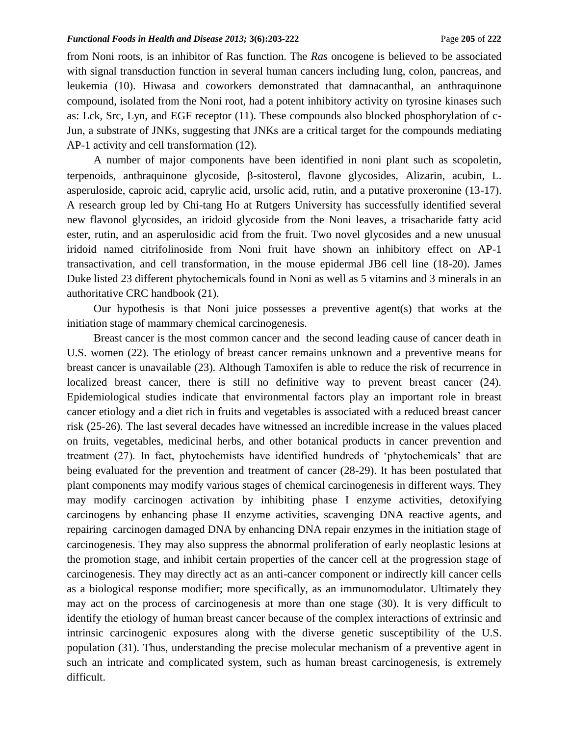from Noni roots, is an inhibitor of Ras function. The *Ras* oncogene is believed to be associated with signal transduction function in several human cancers including lung, colon, pancreas, and leukemia (10). Hiwasa and coworkers demonstrated that damnacanthal, an anthraquinone compound, isolated from the Noni root, had a potent inhibitory activity on tyrosine kinases such as: Lck, Src, Lyn, and EGF receptor (11). These compounds also blocked phosphorylation of c-Jun, a substrate of JNKs, suggesting that JNKs are a critical target for the compounds mediating AP-1 activity and cell transformation (12).

A number of major components have been identified in noni plant such as scopoletin, terpenoids, anthraquinone glycoside, β-sitosterol, flavone glycosides, Alizarin, acubin, L. asperuloside, caproic acid, caprylic acid, ursolic acid, rutin, and a putative proxeronine (13-17). A research group led by Chi-tang Ho at Rutgers University has successfully identified several new flavonol glycosides, an iridoid glycoside from the Noni leaves, a trisacharide fatty acid ester, rutin, and an asperulosidic acid from the fruit. Two novel glycosides and a new unusual iridoid named citrifolinoside from Noni fruit have shown an inhibitory effect on AP-1 transactivation, and cell transformation, in the mouse epidermal JB6 cell line (18-20). James Duke listed 23 different phytochemicals found in Noni as well as 5 vitamins and 3 minerals in an authoritative CRC handbook (21).

Our hypothesis is that Noni juice possesses a preventive agent(s) that works at the initiation stage of mammary chemical carcinogenesis.

Breast cancer is the most common cancer and the second leading cause of cancer death in U.S. women (22). The etiology of breast cancer remains unknown and a preventive means for breast cancer is unavailable (23). Although Tamoxifen is able to reduce the risk of recurrence in localized breast cancer, there is still no definitive way to prevent breast cancer (24). Epidemiological studies indicate that environmental factors play an important role in breast cancer etiology and a diet rich in fruits and vegetables is associated with a reduced breast cancer risk (25-26). The last several decades have witnessed an incredible increase in the values placed on fruits, vegetables, medicinal herbs, and other botanical products in cancer prevention and treatment (27). In fact, phytochemists have identified hundreds of 'phytochemicals' that are being evaluated for the prevention and treatment of cancer (28-29). It has been postulated that plant components may modify various stages of chemical carcinogenesis in different ways. They may modify carcinogen activation by inhibiting phase I enzyme activities, detoxifying carcinogens by enhancing phase II enzyme activities, scavenging DNA reactive agents, and repairing carcinogen damaged DNA by enhancing DNA repair enzymes in the initiation stage of carcinogenesis. They may also suppress the abnormal proliferation of early neoplastic lesions at the promotion stage, and inhibit certain properties of the cancer cell at the progression stage of carcinogenesis. They may directly act as an anti-cancer component or indirectly kill cancer cells as a biological response modifier; more specifically, as an immunomodulator. Ultimately they may act on the process of carcinogenesis at more than one stage (30). It is very difficult to identify the etiology of human breast cancer because of the complex interactions of extrinsic and intrinsic carcinogenic exposures along with the diverse genetic susceptibility of the U.S. population (31). Thus, understanding the precise molecular mechanism of a preventive agent in such an intricate and complicated system, such as human breast carcinogenesis, is extremely difficult.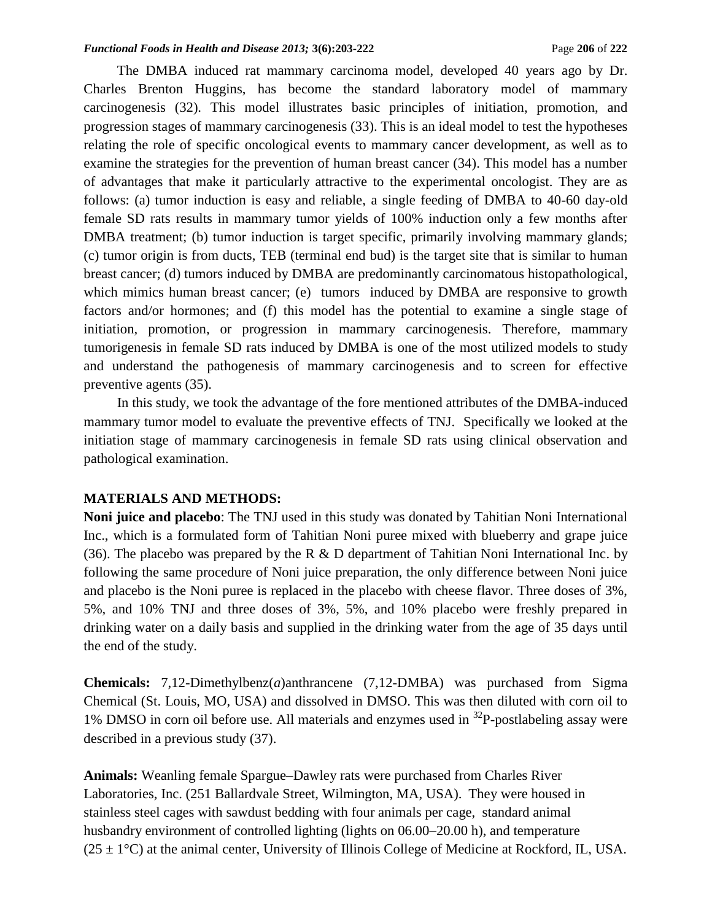The DMBA induced rat mammary carcinoma model, developed 40 years ago by Dr. Charles Brenton Huggins, has become the standard laboratory model of mammary carcinogenesis (32). This model illustrates basic principles of initiation, promotion, and progression stages of mammary carcinogenesis (33). This is an ideal model to test the hypotheses relating the role of specific oncological events to mammary cancer development, as well as to examine the strategies for the prevention of human breast cancer (34). This model has a number of advantages that make it particularly attractive to the experimental oncologist. They are as follows: (a) tumor induction is easy and reliable, a single feeding of DMBA to 40-60 day-old female SD rats results in mammary tumor yields of 100% induction only a few months after DMBA treatment; (b) tumor induction is target specific, primarily involving mammary glands; (c) tumor origin is from ducts, TEB (terminal end bud) is the target site that is similar to human breast cancer; (d) tumors induced by DMBA are predominantly carcinomatous histopathological, which mimics human breast cancer; (e) tumors induced by DMBA are responsive to growth factors and/or hormones; and (f) this model has the potential to examine a single stage of initiation, promotion, or progression in mammary carcinogenesis. Therefore, mammary tumorigenesis in female SD rats induced by DMBA is one of the most utilized models to study and understand the pathogenesis of mammary carcinogenesis and to screen for effective preventive agents (35).

In this study, we took the advantage of the fore mentioned attributes of the DMBA-induced mammary tumor model to evaluate the preventive effects of TNJ. Specifically we looked at the initiation stage of mammary carcinogenesis in female SD rats using clinical observation and pathological examination.

## MATERIALS AND METHODS:

**Noni juice and placebo**: The TNJ used in this study was donated by Tahitian Noni International Inc., which is a formulated form of Tahitian Noni puree mixed with blueberry and grape juice (36). The placebo was prepared by the R & D department of Tahitian Noni International Inc. by following the same procedure of Noni juice preparation, the only difference between Noni juice and placebo is the Noni puree is replaced in the placebo with cheese flavor. Three doses of 3%, 5%, and 10% TNJ and three doses of 3%, 5%, and 10% placebo were freshly prepared in drinking water on a daily basis and supplied in the drinking water from the age of 35 days until the end of the study.

**Chemicals:** 7,12-Dimethylbenz(*a*)anthrancene (7,12-DMBA) was purchased from Sigma Chemical (St. Louis, MO, USA) and dissolved in DMSO. This was then diluted with corn oil to 1% DMSO in corn oil before use. All materials and enzymes used in $^{32}$P-postlabeling assay were described in a previous study (37).

**Animals:** Weanling female Spargue–Dawley rats were purchased from Charles River Laboratories, Inc. (251 Ballardvale Street, Wilmington, MA, USA). They were housed in stainless steel cages with sawdust bedding with four animals per cage, standard animal husbandry environment of controlled lighting (lights on 06.00–20.00 h), and temperature (25 ± 1°C) at the animal center, University of Illinois College of Medicine at Rockford, IL, USA.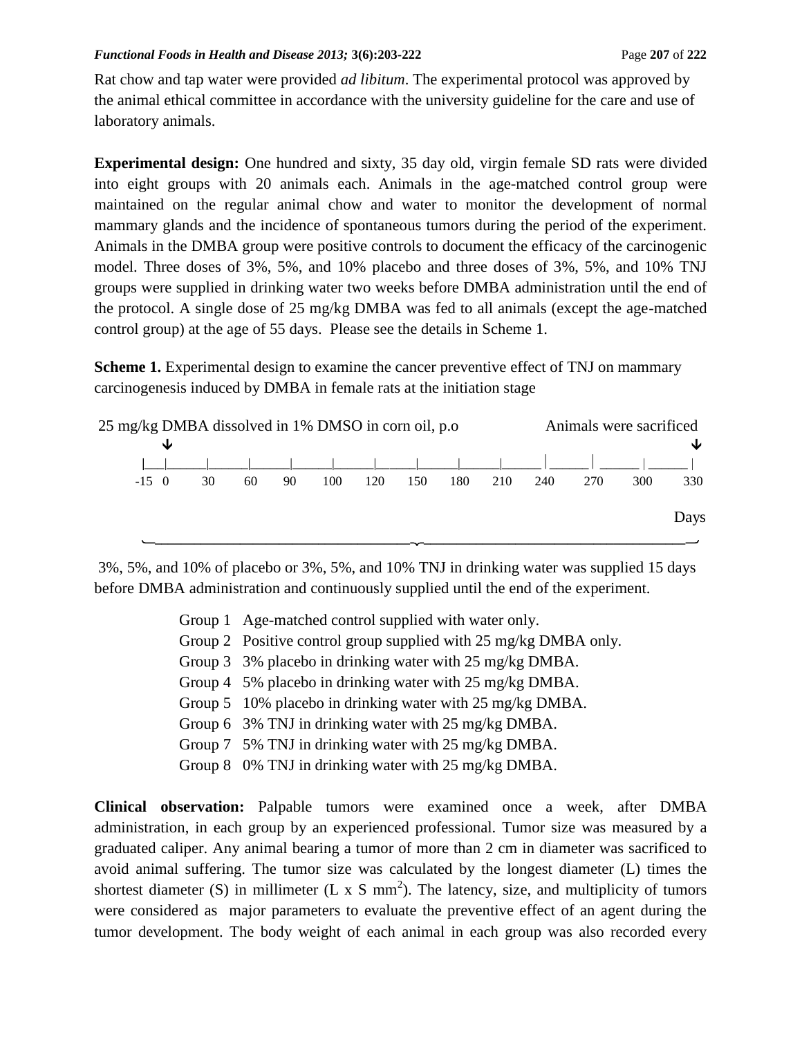Rat chow and tap water were provided *ad libitum*. The experimental protocol was approved by the animal ethical committee in accordance with the university guideline for the care and use of laboratory animals.

**Experimental design:** One hundred and sixty, 35 day old, virgin female SD rats were divided into eight groups with 20 animals each. Animals in the age-matched control group were maintained on the regular animal chow and water to monitor the development of normal mammary glands and the incidence of spontaneous tumors during the period of the experiment. Animals in the DMBA group were positive controls to document the efficacy of the carcinogenic model. Three doses of 3%, 5%, and 10% placebo and three doses of 3%, 5%, and 10% TNJ groups were supplied in drinking water two weeks before DMBA administration until the end of the protocol. A single dose of 25 mg/kg DMBA was fed to all animals (except the age-matched control group) at the age of 55 days. Please see the details in Scheme 1.

**Scheme 1.** Experimental design to examine the cancer preventive effect of TNJ on mammary carcinogenesis induced by DMBA in female rats at the initiation stage

25 mg/kg DMBA dissolved in 1% DMSO in corn oil, p.o — Animals were sacrificed

-15 0 30 60 90 100 120 150 180 210 240 270 300 330

Days

3%, 5%, and 10% of placebo or 3%, 5%, and 10% TNJ in drinking water was supplied 15 days before DMBA administration and continuously supplied until the end of the experiment.

- Group 1 Age-matched control supplied with water only.
- Group 2 Positive control group supplied with 25 mg/kg DMBA only.
- Group 3 3% placebo in drinking water with 25 mg/kg DMBA.
- Group 4 5% placebo in drinking water with 25 mg/kg DMBA.
- Group 5 10% placebo in drinking water with 25 mg/kg DMBA.
- Group 6 3% TNJ in drinking water with 25 mg/kg DMBA.
- Group 7 5% TNJ in drinking water with 25 mg/kg DMBA.
- Group 8 0% TNJ in drinking water with 25 mg/kg DMBA.

**Clinical observation:** Palpable tumors were examined once a week, after DMBA administration, in each group by an experienced professional. Tumor size was measured by a graduated caliper. Any animal bearing a tumor of more than 2 cm in diameter was sacrificed to avoid animal suffering. The tumor size was calculated by the longest diameter (L) times the shortest diameter (S) in millimeter (L x S $mm^2$). The latency, size, and multiplicity of tumors were considered as major parameters to evaluate the preventive effect of an agent during the tumor development. The body weight of each animal in each group was also recorded every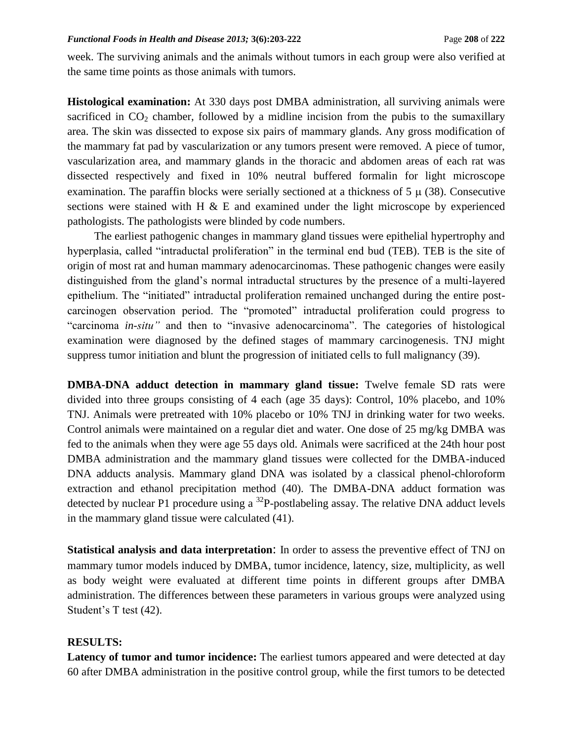week. The surviving animals and the animals without tumors in each group were also verified at the same time points as those animals with tumors.

**Histological examination:** At 330 days post DMBA administration, all surviving animals were sacrificed in $CO_2$ chamber, followed by a midline incision from the pubis to the sumaxillary area. The skin was dissected to expose six pairs of mammary glands. Any gross modification of the mammary fat pad by vascularization or any tumors present were removed. A piece of tumor, vascularization area, and mammary glands in the thoracic and abdomen areas of each rat was dissected respectively and fixed in 10% neutral buffered formalin for light microscope examination. The paraffin blocks were serially sectioned at a thickness of 5 μ (38). Consecutive sections were stained with H & E and examined under the light microscope by experienced pathologists. The pathologists were blinded by code numbers.

The earliest pathogenic changes in mammary gland tissues were epithelial hypertrophy and hyperplasia, called "intraductal proliferation" in the terminal end bud (TEB). TEB is the site of origin of most rat and human mammary adenocarcinomas. These pathogenic changes were easily distinguished from the gland's normal intraductal structures by the presence of a multi-layered epithelium. The "initiated" intraductal proliferation remained unchanged during the entire post-carcinogen observation period. The "promoted" intraductal proliferation could progress to "carcinoma *in-situ"* and then to "invasive adenocarcinoma". The categories of histological examination were diagnosed by the defined stages of mammary carcinogenesis. TNJ might suppress tumor initiation and blunt the progression of initiated cells to full malignancy (39).

**DMBA-DNA adduct detection in mammary gland tissue:** Twelve female SD rats were divided into three groups consisting of 4 each (age 35 days): Control, 10% placebo, and 10% TNJ. Animals were pretreated with 10% placebo or 10% TNJ in drinking water for two weeks. Control animals were maintained on a regular diet and water. One dose of 25 mg/kg DMBA was fed to the animals when they were age 55 days old. Animals were sacrificed at the 24th hour post DMBA administration and the mammary gland tissues were collected for the DMBA-induced DNA adducts analysis. Mammary gland DNA was isolated by a classical phenol-chloroform extraction and ethanol precipitation method (40). The DMBA-DNA adduct formation was detected by nuclear P1 procedure using a $^{32}$P-postlabeling assay. The relative DNA adduct levels in the mammary gland tissue were calculated (41).

**Statistical analysis and data interpretation**: In order to assess the preventive effect of TNJ on mammary tumor models induced by DMBA, tumor incidence, latency, size, multiplicity, as well as body weight were evaluated at different time points in different groups after DMBA administration. The differences between these parameters in various groups were analyzed using Student's T test (42).

## RESULTS:

**Latency of tumor and tumor incidence:** The earliest tumors appeared and were detected at day 60 after DMBA administration in the positive control group, while the first tumors to be detected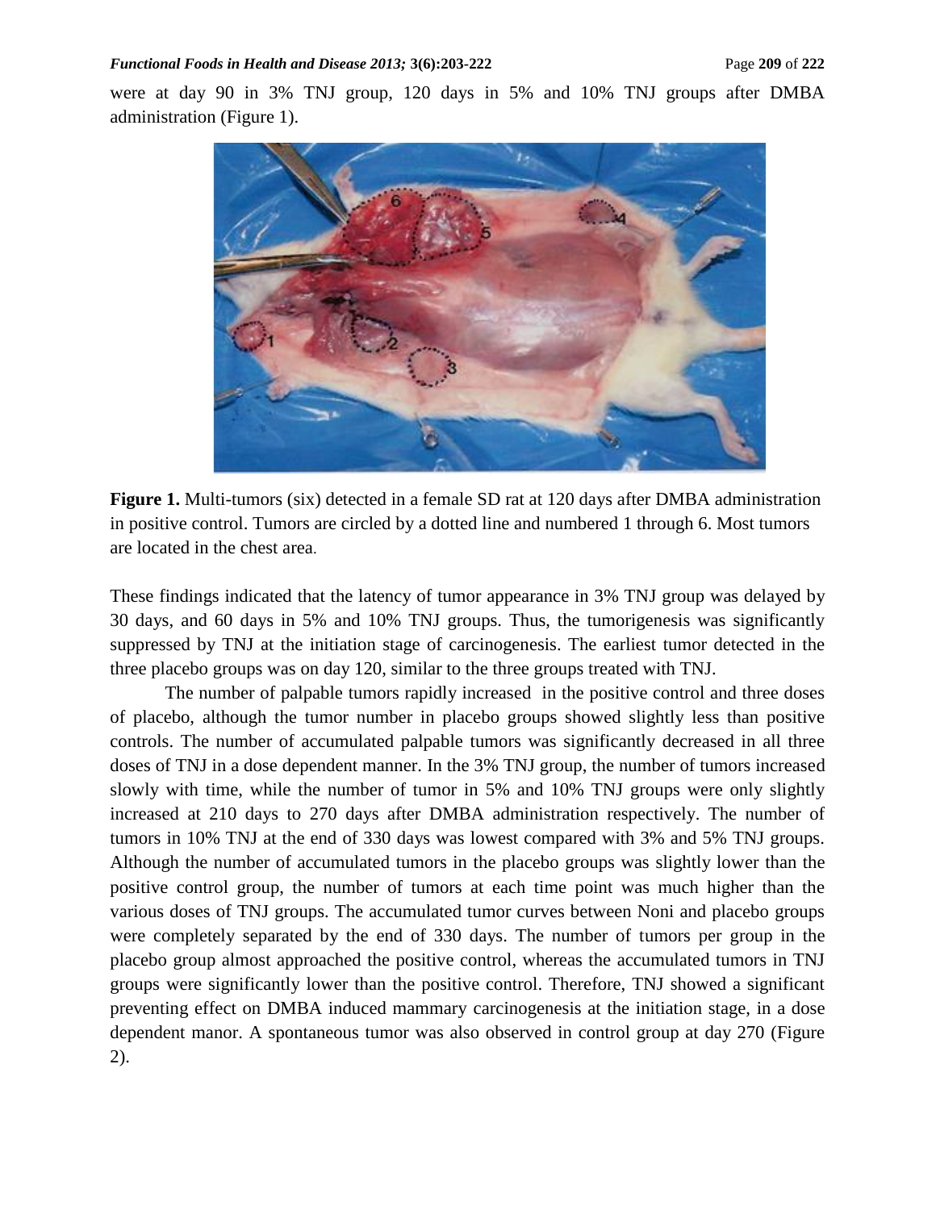were at day 90 in 3% TNJ group, 120 days in 5% and 10% TNJ groups after DMBA administration (Figure 1).

**Figure 1.** Multi-tumors (six) detected in a female SD rat at 120 days after DMBA administration in positive control. Tumors are circled by a dotted line and numbered 1 through 6. Most tumors are located in the chest area.

These findings indicated that the latency of tumor appearance in 3% TNJ group was delayed by 30 days, and 60 days in 5% and 10% TNJ groups. Thus, the tumorigenesis was significantly suppressed by TNJ at the initiation stage of carcinogenesis. The earliest tumor detected in the three placebo groups was on day 120, similar to the three groups treated with TNJ.

The number of palpable tumors rapidly increased in the positive control and three doses of placebo, although the tumor number in placebo groups showed slightly less than positive controls. The number of accumulated palpable tumors was significantly decreased in all three doses of TNJ in a dose dependent manner. In the 3% TNJ group, the number of tumors increased slowly with time, while the number of tumor in 5% and 10% TNJ groups were only slightly increased at 210 days to 270 days after DMBA administration respectively. The number of tumors in 10% TNJ at the end of 330 days was lowest compared with 3% and 5% TNJ groups. Although the number of accumulated tumors in the placebo groups was slightly lower than the positive control group, the number of tumors at each time point was much higher than the various doses of TNJ groups. The accumulated tumor curves between Noni and placebo groups were completely separated by the end of 330 days. The number of tumors per group in the placebo group almost approached the positive control, whereas the accumulated tumors in TNJ groups were significantly lower than the positive control. Therefore, TNJ showed a significant preventing effect on DMBA induced mammary carcinogenesis at the initiation stage, in a dose dependent manor. A spontaneous tumor was also observed in control group at day 270 (Figure 2).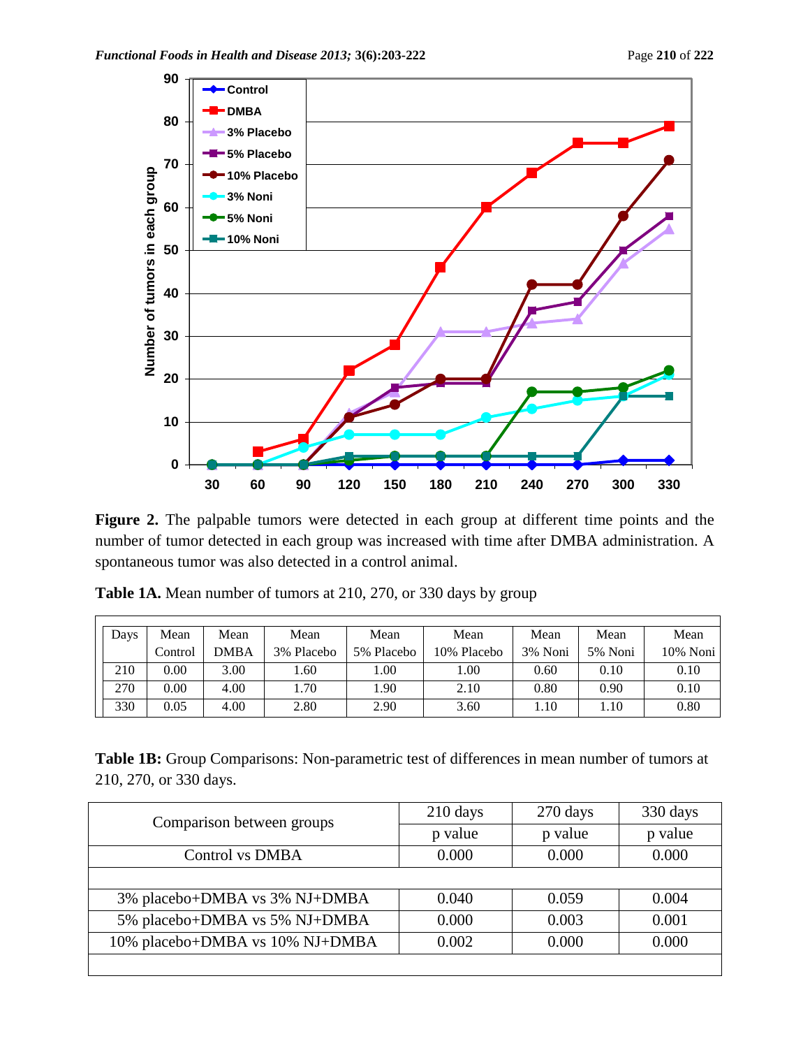**Figure 2.** The palpable tumors were detected in each group at different time points and the number of tumor detected in each group was increased with time after DMBA administration. A spontaneous tumor was also detected in a control animal.

**Table 1A.** Mean number of tumors at 210, 270, or 330 days by group

| Days | Mean Control | Mean DMBA | Mean 3% Placebo | Mean 5% Placebo | Mean 10% Placebo | Mean 3% Noni | Mean 5% Noni | Mean 10% Noni |
|---|---|---|---|---|---|---|---|---|
| 210 | 0.00 | 3.00 | 1.60 | 1.00 | 1.00 | 0.60 | 0.10 | 0.10 |
| 270 | 0.00 | 4.00 | 1.70 | 1.90 | 2.10 | 0.80 | 0.90 | 0.10 |
| 330 | 0.05 | 4.00 | 2.80 | 2.90 | 3.60 | 1.10 | 1.10 | 0.80 |

**Table 1B:** Group Comparisons: Non-parametric test of differences in mean number of tumors at 210, 270, or 330 days.

| Comparison between groups | 210 days | 270 days | 330 days |
|---|---|---|---|
| | p value | p value | p value |
| Control vs DMBA | 0.000 | 0.000 | 0.000 |
| | | | |
| 3% placebo+DMBA vs 3% NJ+DMBA | 0.040 | 0.059 | 0.004 |
| 5% placebo+DMBA vs 5% NJ+DMBA | 0.000 | 0.003 | 0.001 |
| 10% placebo+DMBA vs 10% NJ+DMBA | 0.002 | 0.000 | 0.000 |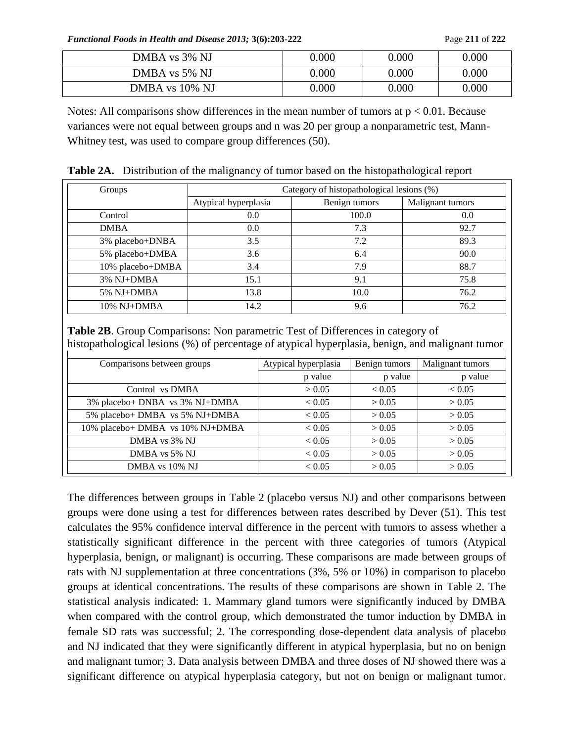| DMBA vs 3% NJ | 0.000 | 0.000 | 0.000 |
|---|---|---|---|
| DMBA vs 5% NJ | 0.000 | 0.000 | 0.000 |
| DMBA vs 10% NJ | 0.000 | 0.000 | 0.000 |

Notes: All comparisons show differences in the mean number of tumors at $p < 0.01$. Because variances were not equal between groups and n was 20 per group a nonparametric test, Mann-Whitney test, was used to compare group differences (50).

**Table 2A.** Distribution of the malignancy of tumor based on the histopathological report

| Groups | Category of histopathological lesions (%) | | |
|---|---|---|---|
| | Atypical hyperplasia | Benign tumors | Malignant tumors |
| Control | 0.0 | 100.0 | 0.0 |
| DMBA | 0.0 | 7.3 | 92.7 |
| 3% placebo+DNBA | 3.5 | 7.2 | 89.3 |
| 5% placebo+DMBA | 3.6 | 6.4 | 90.0 |
| 10% placebo+DMBA | 3.4 | 7.9 | 88.7 |
| 3% NJ+DMBA | 15.1 | 9.1 | 75.8 |
| 5% NJ+DMBA | 13.8 | 10.0 | 76.2 |
| 10% NJ+DMBA | 14.2 | 9.6 | 76.2 |

**Table 2B**. Group Comparisons: Non parametric Test of Differences in category of histopathological lesions (%) of percentage of atypical hyperplasia, benign, and malignant tumor

| Comparisons between groups | Atypical hyperplasia | Benign tumors | Malignant tumors |
|---|---|---|---|
| | p value | p value | p value |
| Control vs DMBA | > 0.05 | < 0.05 | < 0.05 |
| 3% placebo+ DNBA vs 3% NJ+DMBA | < 0.05 | > 0.05 | > 0.05 |
| 5% placebo+ DMBA vs 5% NJ+DMBA | < 0.05 | > 0.05 | > 0.05 |
| 10% placebo+ DMBA vs 10% NJ+DMBA | < 0.05 | > 0.05 | > 0.05 |
| DMBA vs 3% NJ | < 0.05 | > 0.05 | > 0.05 |
| DMBA vs 5% NJ | < 0.05 | > 0.05 | > 0.05 |
| DMBA vs 10% NJ | < 0.05 | > 0.05 | > 0.05 |

The differences between groups in Table 2 (placebo versus NJ) and other comparisons between groups were done using a test for differences between rates described by Dever (51). This test calculates the 95% confidence interval difference in the percent with tumors to assess whether a statistically significant difference in the percent with three categories of tumors (Atypical hyperplasia, benign, or malignant) is occurring. These comparisons are made between groups of rats with NJ supplementation at three concentrations (3%, 5% or 10%) in comparison to placebo groups at identical concentrations. The results of these comparisons are shown in Table 2. The statistical analysis indicated: 1. Mammary gland tumors were significantly induced by DMBA when compared with the control group, which demonstrated the tumor induction by DMBA in female SD rats was successful; 2. The corresponding dose-dependent data analysis of placebo and NJ indicated that they were significantly different in atypical hyperplasia, but no on benign and malignant tumor; 3. Data analysis between DMBA and three doses of NJ showed there was a significant difference on atypical hyperplasia category, but not on benign or malignant tumor.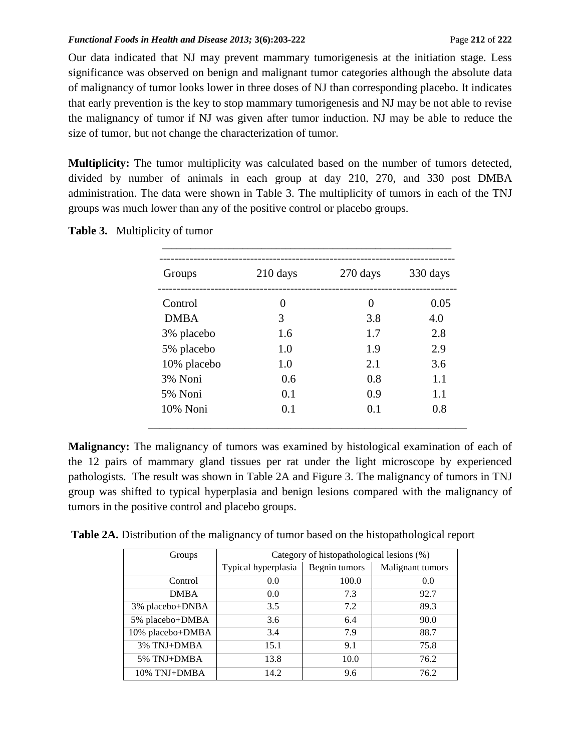Our data indicated that NJ may prevent mammary tumorigenesis at the initiation stage. Less significance was observed on benign and malignant tumor categories although the absolute data of malignancy of tumor looks lower in three doses of NJ than corresponding placebo. It indicates that early prevention is the key to stop mammary tumorigenesis and NJ may be not able to revise the malignancy of tumor if NJ was given after tumor induction. NJ may be able to reduce the size of tumor, but not change the characterization of tumor.

**Multiplicity:** The tumor multiplicity was calculated based on the number of tumors detected, divided by number of animals in each group at day 210, 270, and 330 post DMBA administration. The data were shown in Table 3. The multiplicity of tumors in each of the TNJ groups was much lower than any of the positive control or placebo groups.

**Table 3.** Multiplicity of tumor

| Groups | 210 days | 270 days | 330 days |
|---|---|---|---|
| Control | 0 | 0 | 0.05 |
| DMBA | 3 | 3.8 | 4.0 |
| 3% placebo | 1.6 | 1.7 | 2.8 |
| 5% placebo | 1.0 | 1.9 | 2.9 |
| 10% placebo | 1.0 | 2.1 | 3.6 |
| 3% Noni | 0.6 | 0.8 | 1.1 |
| 5% Noni | 0.1 | 0.9 | 1.1 |
| 10% Noni | 0.1 | 0.1 | 0.8 |

**Malignancy:** The malignancy of tumors was examined by histological examination of each of the 12 pairs of mammary gland tissues per rat under the light microscope by experienced pathologists. The result was shown in Table 2A and Figure 3. The malignancy of tumors in TNJ group was shifted to typical hyperplasia and benign lesions compared with the malignancy of tumors in the positive control and placebo groups.

**Table 2A.** Distribution of the malignancy of tumor based on the histopathological report

| Groups | Category of histopathological lesions (%) | | |
|---|---|---|---|
| | Typical hyperplasia | Begnin tumors | Malignant tumors |
| Control | 0.0 | 100.0 | 0.0 |
| DMBA | 0.0 | 7.3 | 92.7 |
| 3% placebo+DNBA | 3.5 | 7.2 | 89.3 |
| 5% placebo+DMBA | 3.6 | 6.4 | 90.0 |
| 10% placebo+DMBA | 3.4 | 7.9 | 88.7 |
| 3% TNJ+DMBA | 15.1 | 9.1 | 75.8 |
| 5% TNJ+DMBA | 13.8 | 10.0 | 76.2 |
| 10% TNJ+DMBA | 14.2 | 9.6 | 76.2 |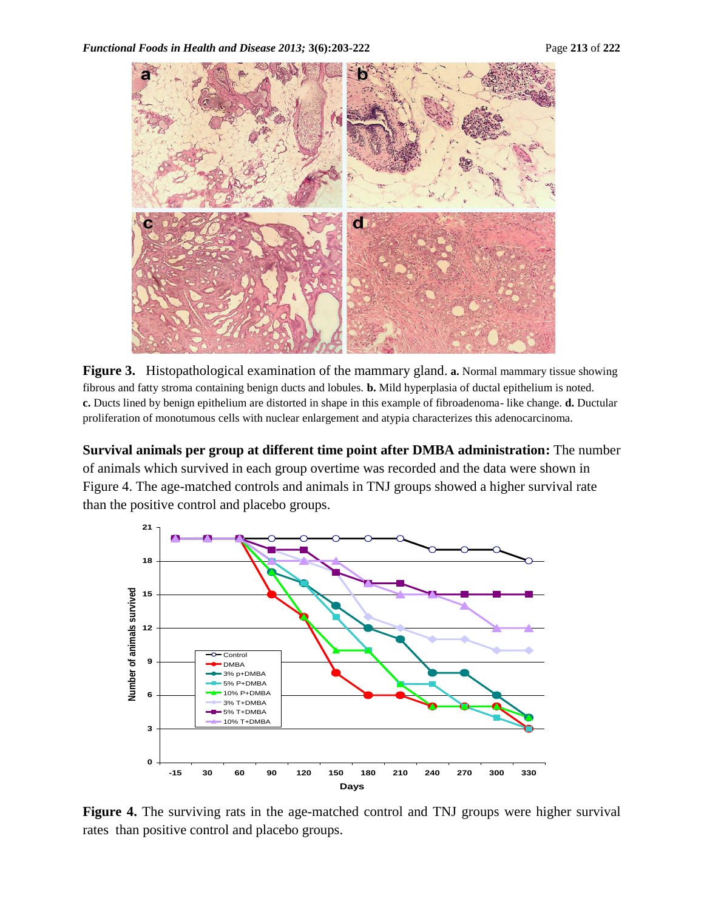**Figure 3.** Histopathological examination of the mammary gland. **a.** Normal mammary tissue showing fibrous and fatty stroma containing benign ducts and lobules. **b.** Mild hyperplasia of ductal epithelium is noted. **c.** Ducts lined by benign epithelium are distorted in shape in this example of fibroadenoma- like change. **d.** Ductular proliferation of monotumous cells with nuclear enlargement and atypia characterizes this adenocarcinoma.

**Survival animals per group at different time point after DMBA administration:** The number of animals which survived in each group overtime was recorded and the data were shown in Figure 4. The age-matched controls and animals in TNJ groups showed a higher survival rate than the positive control and placebo groups.

**Figure 4.** The surviving rats in the age-matched control and TNJ groups were higher survival rates than positive control and placebo groups.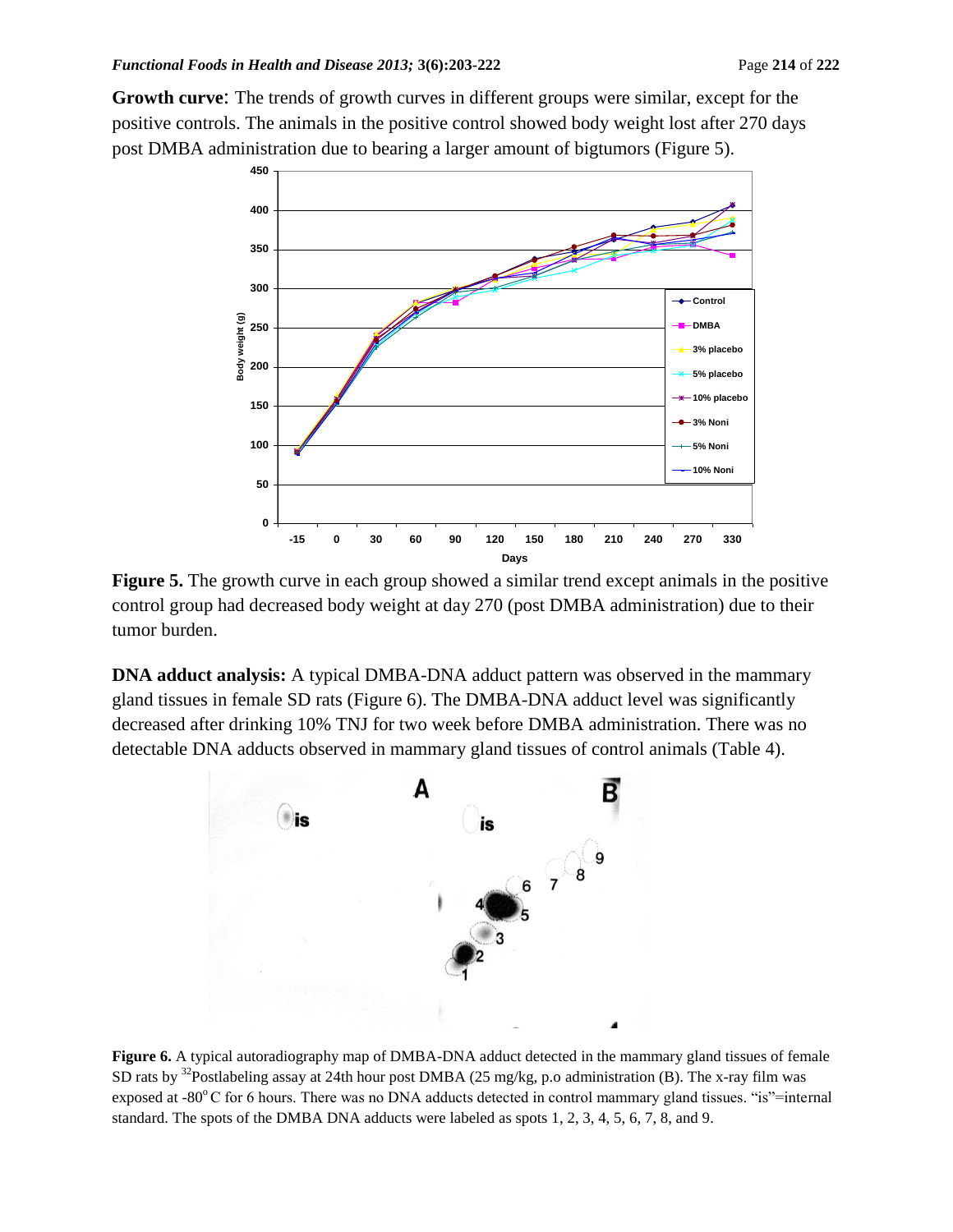**Growth curve**: The trends of growth curves in different groups were similar, except for the positive controls. The animals in the positive control showed body weight lost after 270 days post DMBA administration due to bearing a larger amount of bigtumors (Figure 5).

**Figure 5.** The growth curve in each group showed a similar trend except animals in the positive control group had decreased body weight at day 270 (post DMBA administration) due to their tumor burden.

**DNA adduct analysis:** A typical DMBA-DNA adduct pattern was observed in the mammary gland tissues in female SD rats (Figure 6). The DMBA-DNA adduct level was significantly decreased after drinking 10% TNJ for two week before DMBA administration. There was no detectable DNA adducts observed in mammary gland tissues of control animals (Table 4).

**Figure 6.** A typical autoradiography map of DMBA-DNA adduct detected in the mammary gland tissues of female SD rats by $^{32}$Postlabeling assay at 24th hour post DMBA (25 mg/kg, p.o administration (B). The x-ray film was exposed at -80$^{o}$C for 6 hours. There was no DNA adducts detected in control mammary gland tissues. "is"=internal standard. The spots of the DMBA DNA adducts were labeled as spots 1, 2, 3, 4, 5, 6, 7, 8, and 9.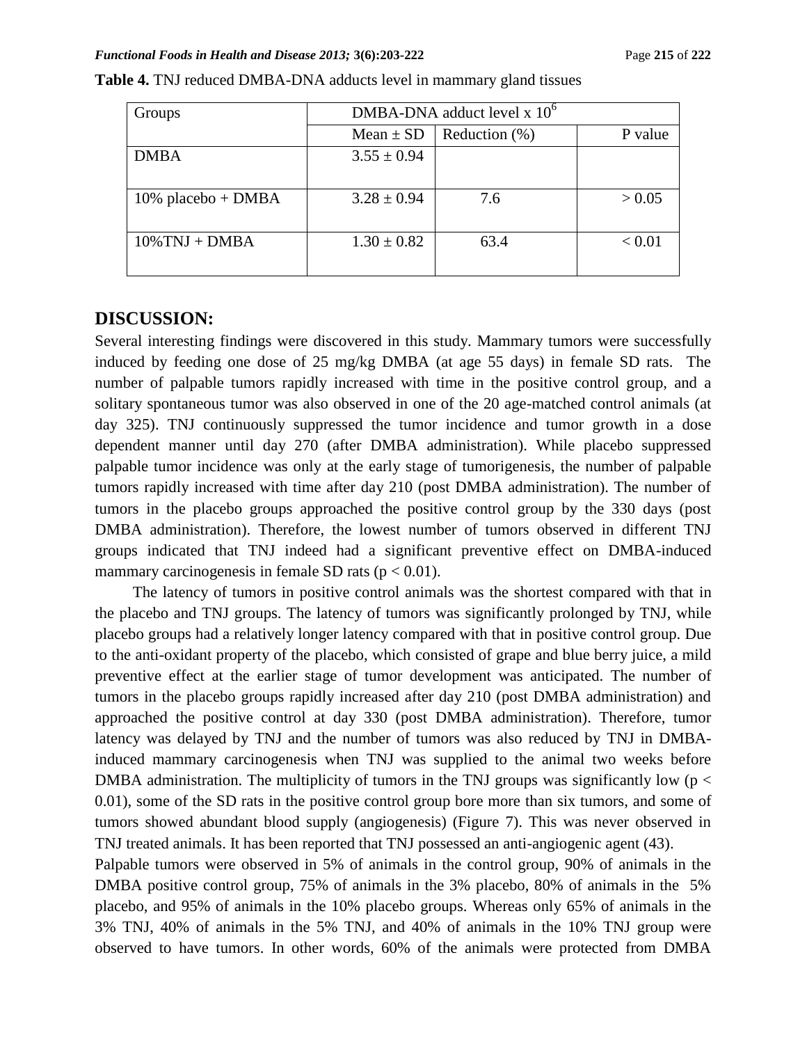**Table 4.** TNJ reduced DMBA-DNA adducts level in mammary gland tissues

| Groups | DMBA-DNA adduct level x $10^6$ | | |
|---|---|---|---|
| | Mean ± SD | Reduction (%) | P value |
| DMBA | 3.55 ± 0.94 | | |
| 10% placebo + DMBA | 3.28 ± 0.94 | 7.6 | > 0.05 |
| 10%TNJ + DMBA | 1.30 ± 0.82 | 63.4 | < 0.01 |

## DISCUSSION:

Several interesting findings were discovered in this study. Mammary tumors were successfully induced by feeding one dose of 25 mg/kg DMBA (at age 55 days) in female SD rats. The number of palpable tumors rapidly increased with time in the positive control group, and a solitary spontaneous tumor was also observed in one of the 20 age-matched control animals (at day 325). TNJ continuously suppressed the tumor incidence and tumor growth in a dose dependent manner until day 270 (after DMBA administration). While placebo suppressed palpable tumor incidence was only at the early stage of tumorigenesis, the number of palpable tumors rapidly increased with time after day 210 (post DMBA administration). The number of tumors in the placebo groups approached the positive control group by the 330 days (post DMBA administration). Therefore, the lowest number of tumors observed in different TNJ groups indicated that TNJ indeed had a significant preventive effect on DMBA-induced mammary carcinogenesis in female SD rats ($p < 0.01$).

The latency of tumors in positive control animals was the shortest compared with that in the placebo and TNJ groups. The latency of tumors was significantly prolonged by TNJ, while placebo groups had a relatively longer latency compared with that in positive control group. Due to the anti-oxidant property of the placebo, which consisted of grape and blue berry juice, a mild preventive effect at the earlier stage of tumor development was anticipated. The number of tumors in the placebo groups rapidly increased after day 210 (post DMBA administration) and approached the positive control at day 330 (post DMBA administration). Therefore, tumor latency was delayed by TNJ and the number of tumors was also reduced by TNJ in DMBA-induced mammary carcinogenesis when TNJ was supplied to the animal two weeks before DMBA administration. The multiplicity of tumors in the TNJ groups was significantly low ($p < 0.01$), some of the SD rats in the positive control group bore more than six tumors, and some of tumors showed abundant blood supply (angiogenesis) (Figure 7). This was never observed in TNJ treated animals. It has been reported that TNJ possessed an anti-angiogenic agent (43).

Palpable tumors were observed in 5% of animals in the control group, 90% of animals in the DMBA positive control group, 75% of animals in the 3% placebo, 80% of animals in the 5% placebo, and 95% of animals in the 10% placebo groups. Whereas only 65% of animals in the 3% TNJ, 40% of animals in the 5% TNJ, and 40% of animals in the 10% TNJ group were observed to have tumors. In other words, 60% of the animals were protected from DMBA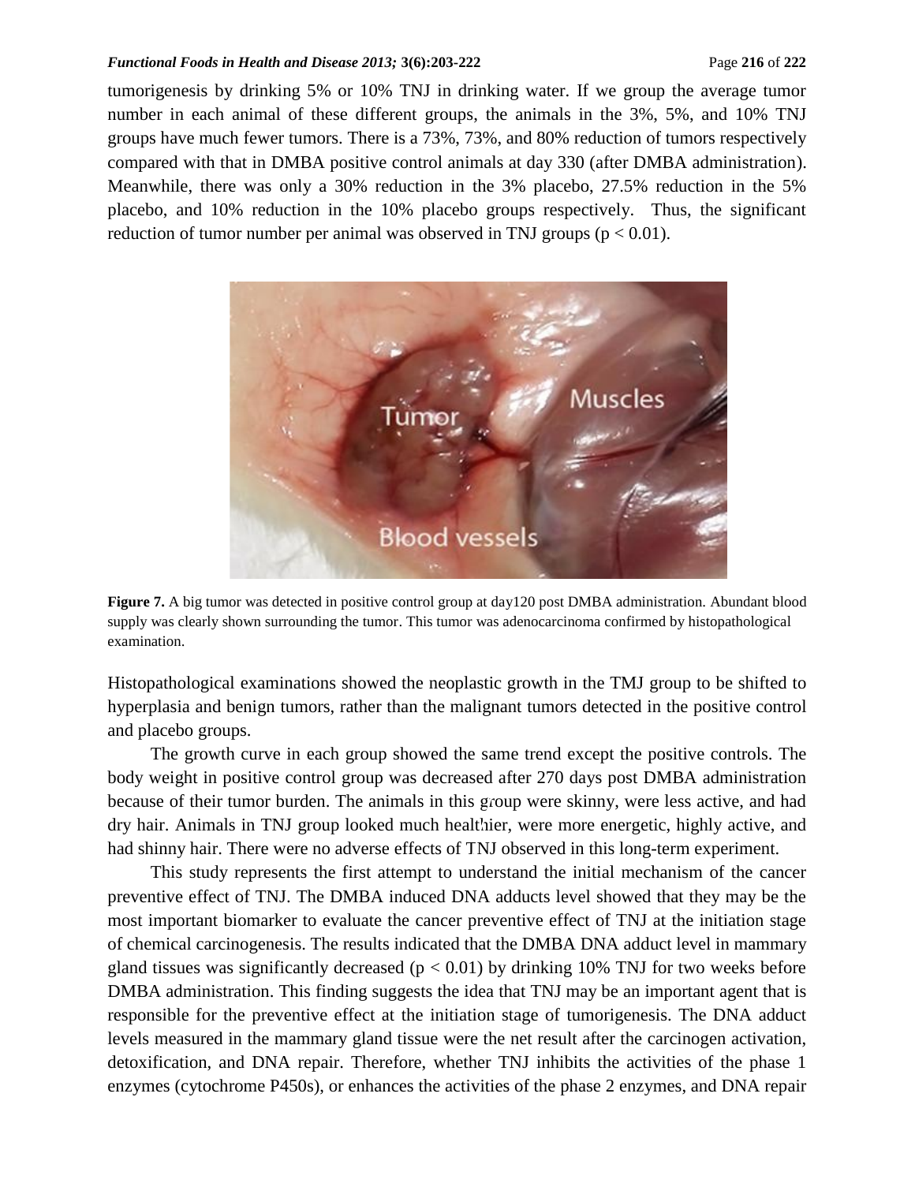tumorigenesis by drinking 5% or 10% TNJ in drinking water. If we group the average tumor number in each animal of these different groups, the animals in the 3%, 5%, and 10% TNJ groups have much fewer tumors. There is a 73%, 73%, and 80% reduction of tumors respectively compared with that in DMBA positive control animals at day 330 (after DMBA administration). Meanwhile, there was only a 30% reduction in the 3% placebo, 27.5% reduction in the 5% placebo, and 10% reduction in the 10% placebo groups respectively. Thus, the significant reduction of tumor number per animal was observed in TNJ groups ($p < 0.01$).

**Figure 7.** A big tumor was detected in positive control group at day120 post DMBA administration. Abundant blood supply was clearly shown surrounding the tumor. This tumor was adenocarcinoma confirmed by histopathological examination.

Histopathological examinations showed the neoplastic growth in the TMJ group to be shifted to hyperplasia and benign tumors, rather than the malignant tumors detected in the positive control and placebo groups.

The growth curve in each group showed the same trend except the positive controls. The body weight in positive control group was decreased after 270 days post DMBA administration because of their tumor burden. The animals in this group were skinny, were less active, and had dry hair. Animals in TNJ group looked much healthier, were more energetic, highly active, and had shinny hair. There were no adverse effects of TNJ observed in this long-term experiment.

This study represents the first attempt to understand the initial mechanism of the cancer preventive effect of TNJ. The DMBA induced DNA adducts level showed that they may be the most important biomarker to evaluate the cancer preventive effect of TNJ at the initiation stage of chemical carcinogenesis. The results indicated that the DMBA DNA adduct level in mammary gland tissues was significantly decreased ($p < 0.01$) by drinking 10% TNJ for two weeks before DMBA administration. This finding suggests the idea that TNJ may be an important agent that is responsible for the preventive effect at the initiation stage of tumorigenesis. The DNA adduct levels measured in the mammary gland tissue were the net result after the carcinogen activation, detoxification, and DNA repair. Therefore, whether TNJ inhibits the activities of the phase 1 enzymes (cytochrome P450s), or enhances the activities of the phase 2 enzymes, and DNA repair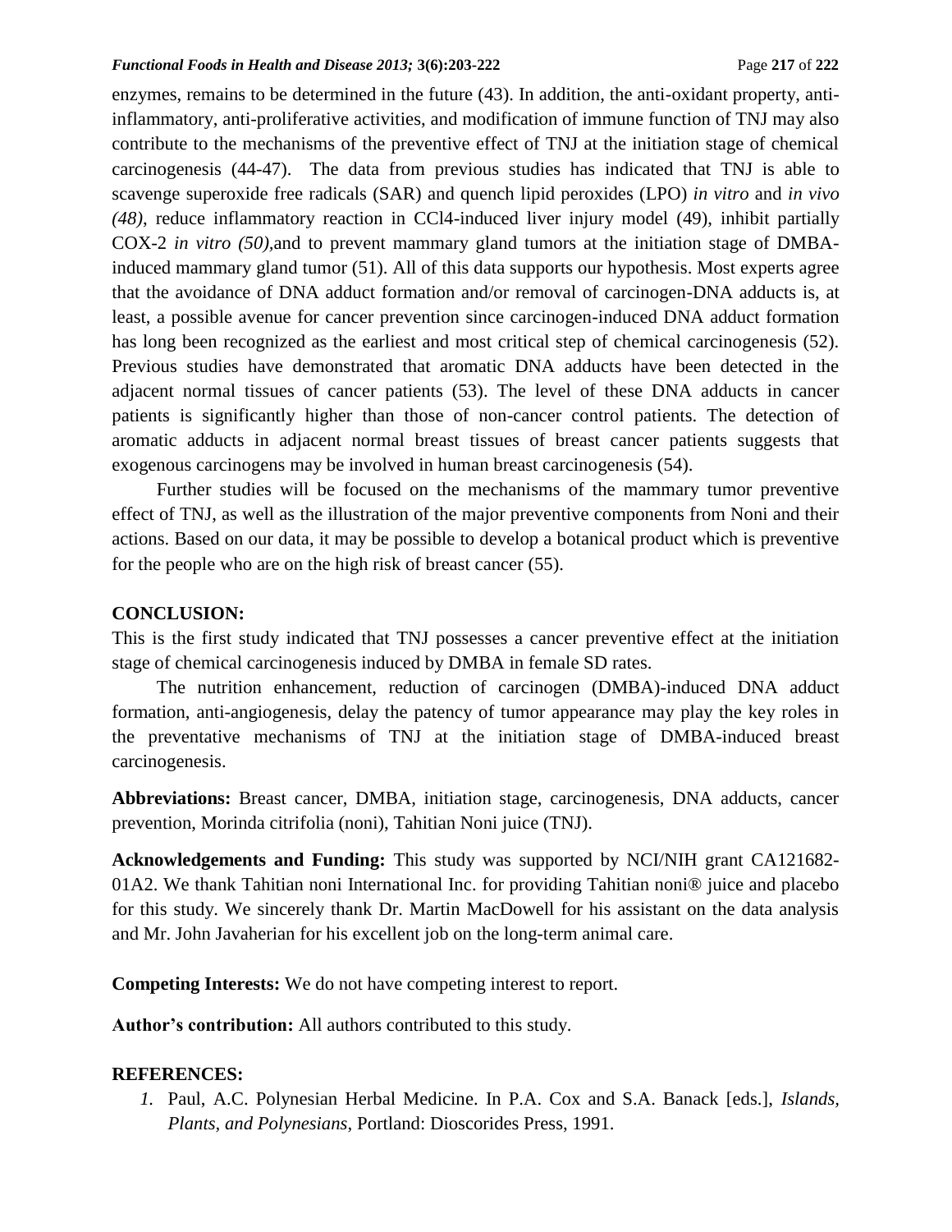enzymes, remains to be determined in the future (43). In addition, the anti-oxidant property, anti-inflammatory, anti-proliferative activities, and modification of immune function of TNJ may also contribute to the mechanisms of the preventive effect of TNJ at the initiation stage of chemical carcinogenesis (44-47). The data from previous studies has indicated that TNJ is able to scavenge superoxide free radicals (SAR) and quench lipid peroxides (LPO) *in vitro* and *in vivo (48)*, reduce inflammatory reaction in CCl4-induced liver injury model (49), inhibit partially COX-2 *in vitro (50)*,and to prevent mammary gland tumors at the initiation stage of DMBA-induced mammary gland tumor (51). All of this data supports our hypothesis. Most experts agree that the avoidance of DNA adduct formation and/or removal of carcinogen-DNA adducts is, at least, a possible avenue for cancer prevention since carcinogen-induced DNA adduct formation has long been recognized as the earliest and most critical step of chemical carcinogenesis (52). Previous studies have demonstrated that aromatic DNA adducts have been detected in the adjacent normal tissues of cancer patients (53). The level of these DNA adducts in cancer patients is significantly higher than those of non-cancer control patients. The detection of aromatic adducts in adjacent normal breast tissues of breast cancer patients suggests that exogenous carcinogens may be involved in human breast carcinogenesis (54).

Further studies will be focused on the mechanisms of the mammary tumor preventive effect of TNJ, as well as the illustration of the major preventive components from Noni and their actions. Based on our data, it may be possible to develop a botanical product which is preventive for the people who are on the high risk of breast cancer (55).

## CONCLUSION:

This is the first study indicated that TNJ possesses a cancer preventive effect at the initiation stage of chemical carcinogenesis induced by DMBA in female SD rates.

The nutrition enhancement, reduction of carcinogen (DMBA)-induced DNA adduct formation, anti-angiogenesis, delay the patency of tumor appearance may play the key roles in the preventative mechanisms of TNJ at the initiation stage of DMBA-induced breast carcinogenesis.

**Abbreviations:** Breast cancer, DMBA, initiation stage, carcinogenesis, DNA adducts, cancer prevention, Morinda citrifolia (noni), Tahitian Noni juice (TNJ).

**Acknowledgements and Funding:** This study was supported by NCI/NIH grant CA121682-01A2. We thank Tahitian noni International Inc. for providing Tahitian noni® juice and placebo for this study. We sincerely thank Dr. Martin MacDowell for his assistant on the data analysis and Mr. John Javaherian for his excellent job on the long-term animal care.

**Competing Interests:** We do not have competing interest to report.

**Author's contribution:** All authors contributed to this study.

## REFERENCES:

1. Paul, A.C. Polynesian Herbal Medicine. In P.A. Cox and S.A. Banack [eds.], *Islands, Plants, and Polynesians*, Portland: Dioscorides Press, 1991.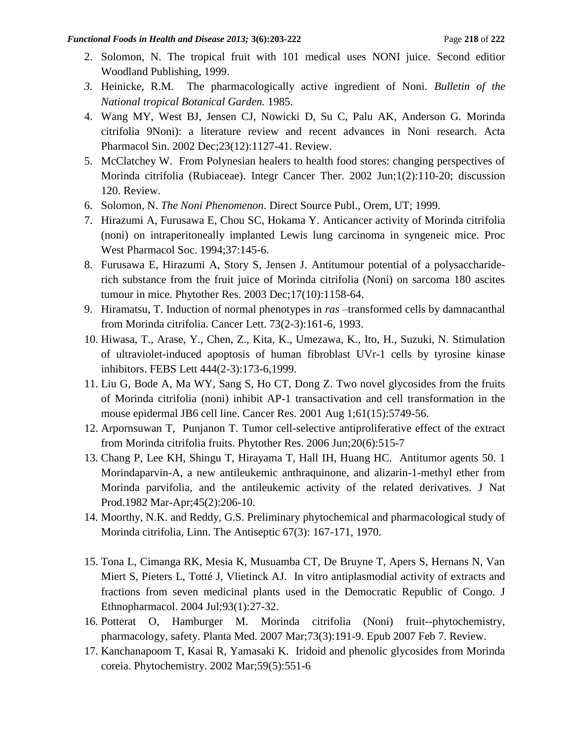2. Solomon, N. The tropical fruit with 101 medical uses NONI juice. Second editior Woodland Publishing, 1999.
3. Heinicke, R.M. The pharmacologically active ingredient of Noni. *Bulletin of the National tropical Botanical Garden.* 1985.
4. Wang MY, West BJ, Jensen CJ, Nowicki D, Su C, Palu AK, Anderson G. Morinda citrifolia 9Noni): a literature review and recent advances in Noni research. Acta Pharmacol Sin. 2002 Dec;23(12):1127-41. Review.
5. McClatchey W. From Polynesian healers to health food stores: changing perspectives of Morinda citrifolia (Rubiaceae). Integr Cancer Ther. 2002 Jun;1(2):110-20; discussion 120. Review.
6. Solomon, N. *The Noni Phenomenon*. Direct Source Publ., Orem, UT; 1999.
7. Hirazumi A, Furusawa E, Chou SC, Hokama Y. Anticancer activity of Morinda citrifolia (noni) on intraperitoneally implanted Lewis lung carcinoma in syngeneic mice. Proc West Pharmacol Soc. 1994;37:145-6.
8. Furusawa E, Hirazumi A, Story S, Jensen J. Antitumour potential of a polysaccharide-rich substance from the fruit juice of Morinda citrifolia (Noni) on sarcoma 180 ascites tumour in mice. Phytother Res. 2003 Dec;17(10):1158-64.
9. Hiramatsu, T. Induction of normal phenotypes in *ras* –transformed cells by damnacanthal from Morinda citrifolia. Cancer Lett. 73(2-3):161-6, 1993.
10. Hiwasa, T., Arase, Y., Chen, Z., Kita, K., Umezawa, K., Ito, H., Suzuki, N. Stimulation of ultraviolet-induced apoptosis of human fibroblast UVr-1 cells by tyrosine kinase inhibitors. FEBS Lett 444(2-3):173-6,1999.
11. Liu G, Bode A, Ma WY, Sang S, Ho CT, Dong Z. Two novel glycosides from the fruits of Morinda citrifolia (noni) inhibit AP-1 transactivation and cell transformation in the mouse epidermal JB6 cell line. Cancer Res. 2001 Aug 1;61(15):5749-56.
12. Arpornsuwan T, Punjanon T. Tumor cell-selective antiproliferative effect of the extract from Morinda citrifolia fruits. Phytother Res. 2006 Jun;20(6):515-7
13. Chang P, Lee KH, Shingu T, Hirayama T, Hall IH, Huang HC. Antitumor agents 50. 1 Morindaparvin-A, a new antileukemic anthraquinone, and alizarin-1-methyl ether from Morinda parvifolia, and the antileukemic activity of the related derivatives. J Nat Prod.1982 Mar-Apr;45(2):206-10.
14. Moorthy, N.K. and Reddy, G.S. Preliminary phytochemical and pharmacological study of Morinda citrifolia, Linn. The Antiseptic 67(3): 167-171, 1970.
15. Tona L, Cimanga RK, Mesia K, Musuamba CT, De Bruyne T, Apers S, Hernans N, Van Miert S, Pieters L, Totté J, Vlietinck AJ. In vitro antiplasmodial activity of extracts and fractions from seven medicinal plants used in the Democratic Republic of Congo. J Ethnopharmacol. 2004 Jul;93(1):27-32.
16. Potterat O, Hamburger M. Morinda citrifolia (Noni) fruit--phytochemistry, pharmacology, safety. Planta Med. 2007 Mar;73(3):191-9. Epub 2007 Feb 7. Review.
17. Kanchanapoom T, Kasai R, Yamasaki K. Iridoid and phenolic glycosides from Morinda coreia. Phytochemistry. 2002 Mar;59(5):551-6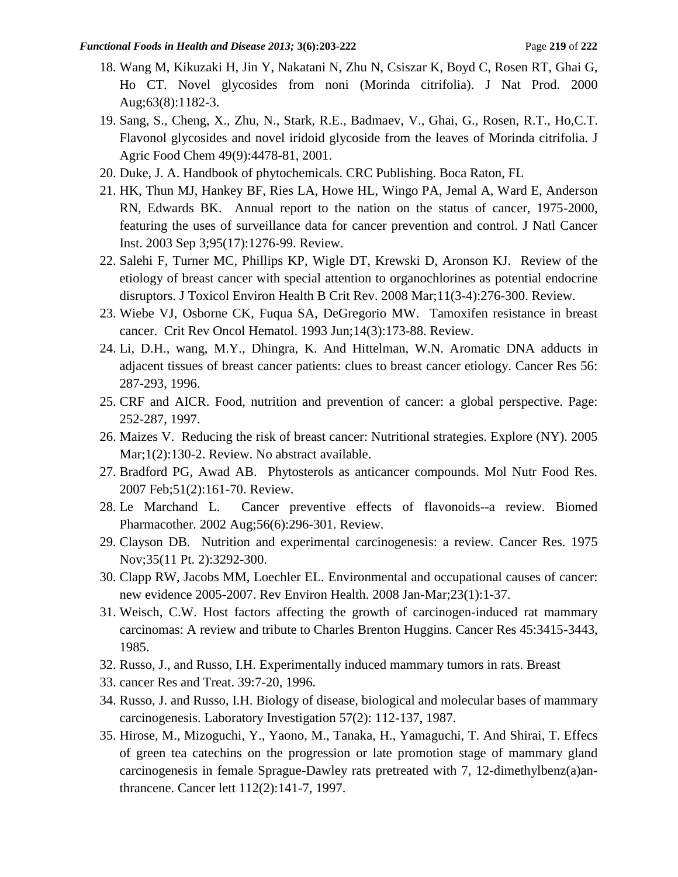18. Wang M, Kikuzaki H, Jin Y, Nakatani N, Zhu N, Csiszar K, Boyd C, Rosen RT, Ghai G, Ho CT. Novel glycosides from noni (Morinda citrifolia). J Nat Prod. 2000 Aug;63(8):1182-3.
19. Sang, S., Cheng, X., Zhu, N., Stark, R.E., Badmaev, V., Ghai, G., Rosen, R.T., Ho,C.T. Flavonol glycosides and novel iridoid glycoside from the leaves of Morinda citrifolia. J Agric Food Chem 49(9):4478-81, 2001.
20. Duke, J. A. Handbook of phytochemicals. CRC Publishing. Boca Raton, FL
21. HK, Thun MJ, Hankey BF, Ries LA, Howe HL, Wingo PA, Jemal A, Ward E, Anderson RN, Edwards BK. Annual report to the nation on the status of cancer, 1975-2000, featuring the uses of surveillance data for cancer prevention and control. J Natl Cancer Inst. 2003 Sep 3;95(17):1276-99. Review.
22. Salehi F, Turner MC, Phillips KP, Wigle DT, Krewski D, Aronson KJ. Review of the etiology of breast cancer with special attention to organochlorines as potential endocrine disruptors. J Toxicol Environ Health B Crit Rev. 2008 Mar;11(3-4):276-300. Review.
23. Wiebe VJ, Osborne CK, Fuqua SA, DeGregorio MW. Tamoxifen resistance in breast cancer. Crit Rev Oncol Hematol. 1993 Jun;14(3):173-88. Review.
24. Li, D.H., wang, M.Y., Dhingra, K. And Hittelman, W.N. Aromatic DNA adducts in adjacent tissues of breast cancer patients: clues to breast cancer etiology. Cancer Res 56: 287-293, 1996.
25. CRF and AICR. Food, nutrition and prevention of cancer: a global perspective. Page: 252-287, 1997.
26. Maizes V. Reducing the risk of breast cancer: Nutritional strategies. Explore (NY). 2005 Mar;1(2):130-2. Review. No abstract available.
27. Bradford PG, Awad AB. Phytosterols as anticancer compounds. Mol Nutr Food Res. 2007 Feb;51(2):161-70. Review.
28. Le Marchand L. Cancer preventive effects of flavonoids--a review. Biomed Pharmacother. 2002 Aug;56(6):296-301. Review.
29. Clayson DB. Nutrition and experimental carcinogenesis: a review. Cancer Res. 1975 Nov;35(11 Pt. 2):3292-300.
30. Clapp RW, Jacobs MM, Loechler EL. Environmental and occupational causes of cancer: new evidence 2005-2007. Rev Environ Health. 2008 Jan-Mar;23(1):1-37.
31. Weisch, C.W. Host factors affecting the growth of carcinogen-induced rat mammary carcinomas: A review and tribute to Charles Brenton Huggins. Cancer Res 45:3415-3443, 1985.
32. Russo, J., and Russo, I.H. Experimentally induced mammary tumors in rats. Breast
33. cancer Res and Treat. 39:7-20, 1996.
34. Russo, J. and Russo, I.H. Biology of disease, biological and molecular bases of mammary carcinogenesis. Laboratory Investigation 57(2): 112-137, 1987.
35. Hirose, M., Mizoguchi, Y., Yaono, M., Tanaka, H., Yamaguchi, T. And Shirai, T. Effecs of green tea catechins on the progression or late promotion stage of mammary gland carcinogenesis in female Sprague-Dawley rats pretreated with 7, 12-dimethylbenz(a)anthrancene. Cancer lett 112(2):141-7, 1997.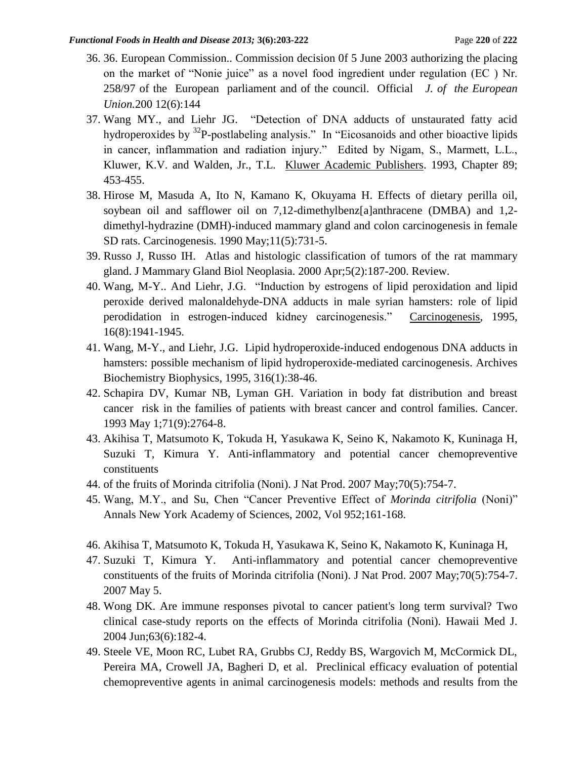36. 36. European Commission.. Commission decision 0f 5 June 2003 authorizing the placing on the market of "Nonie juice" as a novel food ingredient under regulation (EC ) Nr. 258/97 of the European parliament and of the council. Official *J. of the European Union.*200 12(6):144
37. Wang MY., and Liehr JG. "Detection of DNA adducts of unsaturated fatty acid hydroperoxides by $^{32}$P-postlabeling analysis." In "Eicosanoids and other bioactive lipids in cancer, inflammation and radiation injury." Edited by Nigam, S., Marmett, L.L., Kluwer, K.V. and Walden, Jr., T.L. Kluwer Academic Publishers. 1993, Chapter 89; 453-455.
38. Hirose M, Masuda A, Ito N, Kamano K, Okuyama H. Effects of dietary perilla oil, soybean oil and safflower oil on 7,12-dimethylbenz[a]anthracene (DMBA) and 1,2-dimethyl-hydrazine (DMH)-induced mammary gland and colon carcinogenesis in female SD rats. Carcinogenesis. 1990 May;11(5):731-5.
39. Russo J, Russo IH. Atlas and histologic classification of tumors of the rat mammary gland. J Mammary Gland Biol Neoplasia. 2000 Apr;5(2):187-200. Review.
40. Wang, M-Y.. And Liehr, J.G. "Induction by estrogens of lipid peroxidation and lipid peroxide derived malonaldehyde-DNA adducts in male syrian hamsters: role of lipid perodidation in estrogen-induced kidney carcinogenesis." Carcinogenesis, 1995, 16(8):1941-1945.
41. Wang, M-Y., and Liehr, J.G. Lipid hydroperoxide-induced endogenous DNA adducts in hamsters: possible mechanism of lipid hydroperoxide-mediated carcinogenesis. Archives Biochemistry Biophysics, 1995, 316(1):38-46.
42. Schapira DV, Kumar NB, Lyman GH. Variation in body fat distribution and breast cancer risk in the families of patients with breast cancer and control families. Cancer. 1993 May 1;71(9):2764-8.
43. Akihisa T, Matsumoto K, Tokuda H, Yasukawa K, Seino K, Nakamoto K, Kuninaga H, Suzuki T, Kimura Y. Anti-inflammatory and potential cancer chemopreventive constituents
44. of the fruits of Morinda citrifolia (Noni). J Nat Prod. 2007 May;70(5):754-7.
45. Wang, M.Y., and Su, Chen "Cancer Preventive Effect of *Morinda citrifolia* (Noni)" Annals New York Academy of Sciences, 2002, Vol 952;161-168.
46. Akihisa T, Matsumoto K, Tokuda H, Yasukawa K, Seino K, Nakamoto K, Kuninaga H,
47. Suzuki T, Kimura Y. Anti-inflammatory and potential cancer chemopreventive constituents of the fruits of Morinda citrifolia (Noni). J Nat Prod. 2007 May;70(5):754-7. 2007 May 5.
48. Wong DK. Are immune responses pivotal to cancer patient's long term survival? Two clinical case-study reports on the effects of Morinda citrifolia (Noni). Hawaii Med J. 2004 Jun;63(6):182-4.
49. Steele VE, Moon RC, Lubet RA, Grubbs CJ, Reddy BS, Wargovich M, McCormick DL, Pereira MA, Crowell JA, Bagheri D, et al. Preclinical efficacy evaluation of potential chemopreventive agents in animal carcinogenesis models: methods and results from the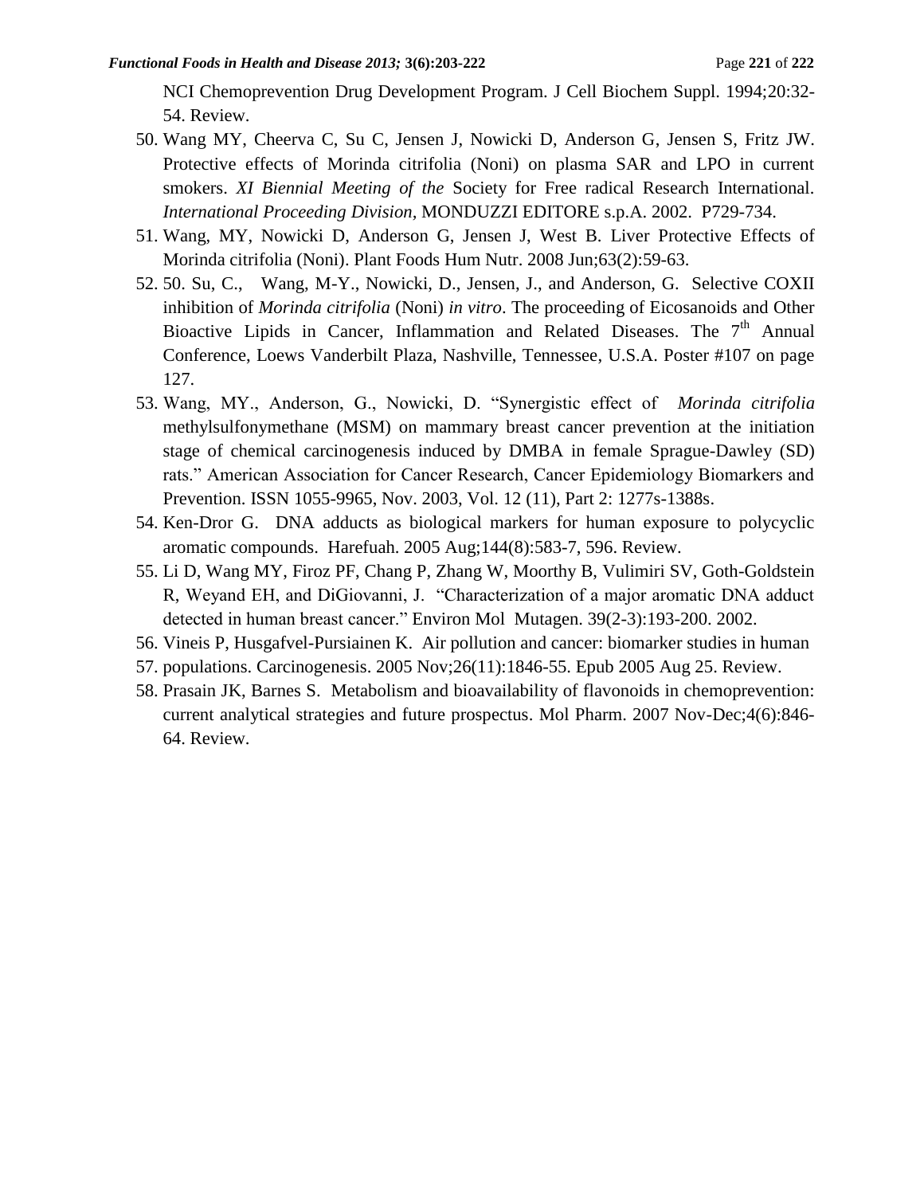NCI Chemoprevention Drug Development Program. J Cell Biochem Suppl. 1994;20:32-54. Review.

50. Wang MY, Cheerva C, Su C, Jensen J, Nowicki D, Anderson G, Jensen S, Fritz JW. Protective effects of Morinda citrifolia (Noni) on plasma SAR and LPO in current smokers. *XI Biennial Meeting of the* Society for Free radical Research International. *International Proceeding Division*, MONDUZZI EDITORE s.p.A. 2002. P729-734.
51. Wang, MY, Nowicki D, Anderson G, Jensen J, West B. Liver Protective Effects of Morinda citrifolia (Noni). Plant Foods Hum Nutr. 2008 Jun;63(2):59-63.
52. 50. Su, C., Wang, M-Y., Nowicki, D., Jensen, J., and Anderson, G. Selective COXII inhibition of *Morinda citrifolia* (Noni) *in vitro*. The proceeding of Eicosanoids and Other Bioactive Lipids in Cancer, Inflammation and Related Diseases. The 7th Annual Conference, Loews Vanderbilt Plaza, Nashville, Tennessee, U.S.A. Poster #107 on page 127.
53. Wang, MY., Anderson, G., Nowicki, D. "Synergistic effect of *Morinda citrifolia* methylsulfonymethane (MSM) on mammary breast cancer prevention at the initiation stage of chemical carcinogenesis induced by DMBA in female Sprague-Dawley (SD) rats." American Association for Cancer Research, Cancer Epidemiology Biomarkers and Prevention. ISSN 1055-9965, Nov. 2003, Vol. 12 (11), Part 2: 1277s-1388s.
54. Ken-Dror G. DNA adducts as biological markers for human exposure to polycyclic aromatic compounds. Harefuah. 2005 Aug;144(8):583-7, 596. Review.
55. Li D, Wang MY, Firoz PF, Chang P, Zhang W, Moorthy B, Vulimiri SV, Goth-Goldstein R, Weyand EH, and DiGiovanni, J. "Characterization of a major aromatic DNA adduct detected in human breast cancer." Environ Mol Mutagen. 39(2-3):193-200. 2002.
56. Vineis P, Husgafvel-Pursiainen K. Air pollution and cancer: biomarker studies in human
57. populations. Carcinogenesis. 2005 Nov;26(11):1846-55. Epub 2005 Aug 25. Review.
58. Prasain JK, Barnes S. Metabolism and bioavailability of flavonoids in chemoprevention: current analytical strategies and future prospectus. Mol Pharm. 2007 Nov-Dec;4(6):846-64. Review.